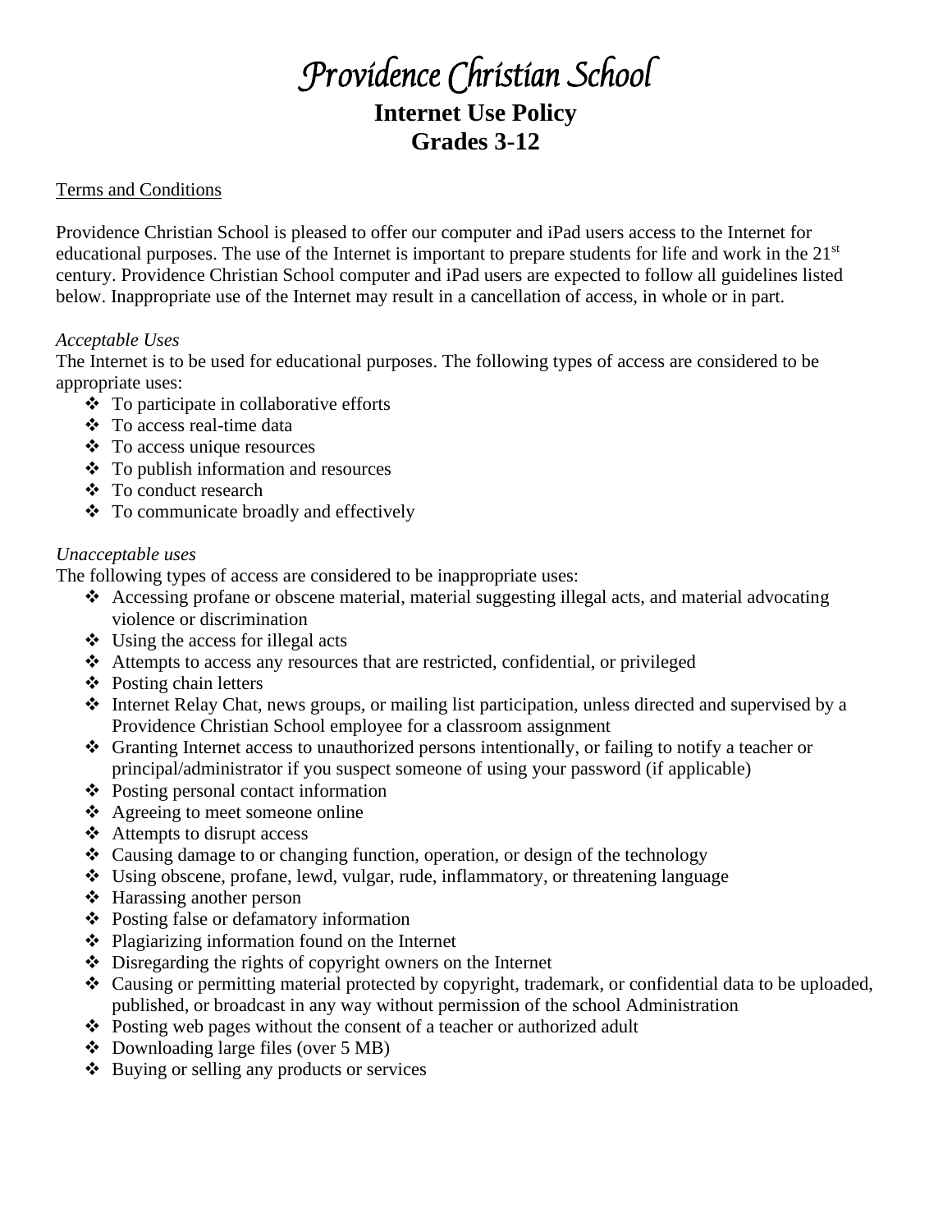# *Providence Christian School*

## Internet Use Policy
## Grades 3-12

Terms and Conditions

Providence Christian School is pleased to offer our computer and iPad users access to the Internet for educational purposes. The use of the Internet is important to prepare students for life and work in the 21st century. Providence Christian School computer and iPad users are expected to follow all guidelines listed below. Inappropriate use of the Internet may result in a cancellation of access, in whole or in part.

*Acceptable Uses*

The Internet is to be used for educational purposes. The following types of access are considered to be appropriate uses:

- To participate in collaborative efforts
- To access real-time data
- To access unique resources
- To publish information and resources
- To conduct research
- To communicate broadly and effectively

*Unacceptable uses*

The following types of access are considered to be inappropriate uses:

- Accessing profane or obscene material, material suggesting illegal acts, and material advocating violence or discrimination
- Using the access for illegal acts
- Attempts to access any resources that are restricted, confidential, or privileged
- Posting chain letters
- Internet Relay Chat, news groups, or mailing list participation, unless directed and supervised by a Providence Christian School employee for a classroom assignment
- Granting Internet access to unauthorized persons intentionally, or failing to notify a teacher or principal/administrator if you suspect someone of using your password (if applicable)
- Posting personal contact information
- Agreeing to meet someone online
- Attempts to disrupt access
- Causing damage to or changing function, operation, or design of the technology
- Using obscene, profane, lewd, vulgar, rude, inflammatory, or threatening language
- Harassing another person
- Posting false or defamatory information
- Plagiarizing information found on the Internet
- Disregarding the rights of copyright owners on the Internet
- Causing or permitting material protected by copyright, trademark, or confidential data to be uploaded, published, or broadcast in any way without permission of the school Administration
- Posting web pages without the consent of a teacher or authorized adult
- Downloading large files (over 5 MB)
- Buying or selling any products or services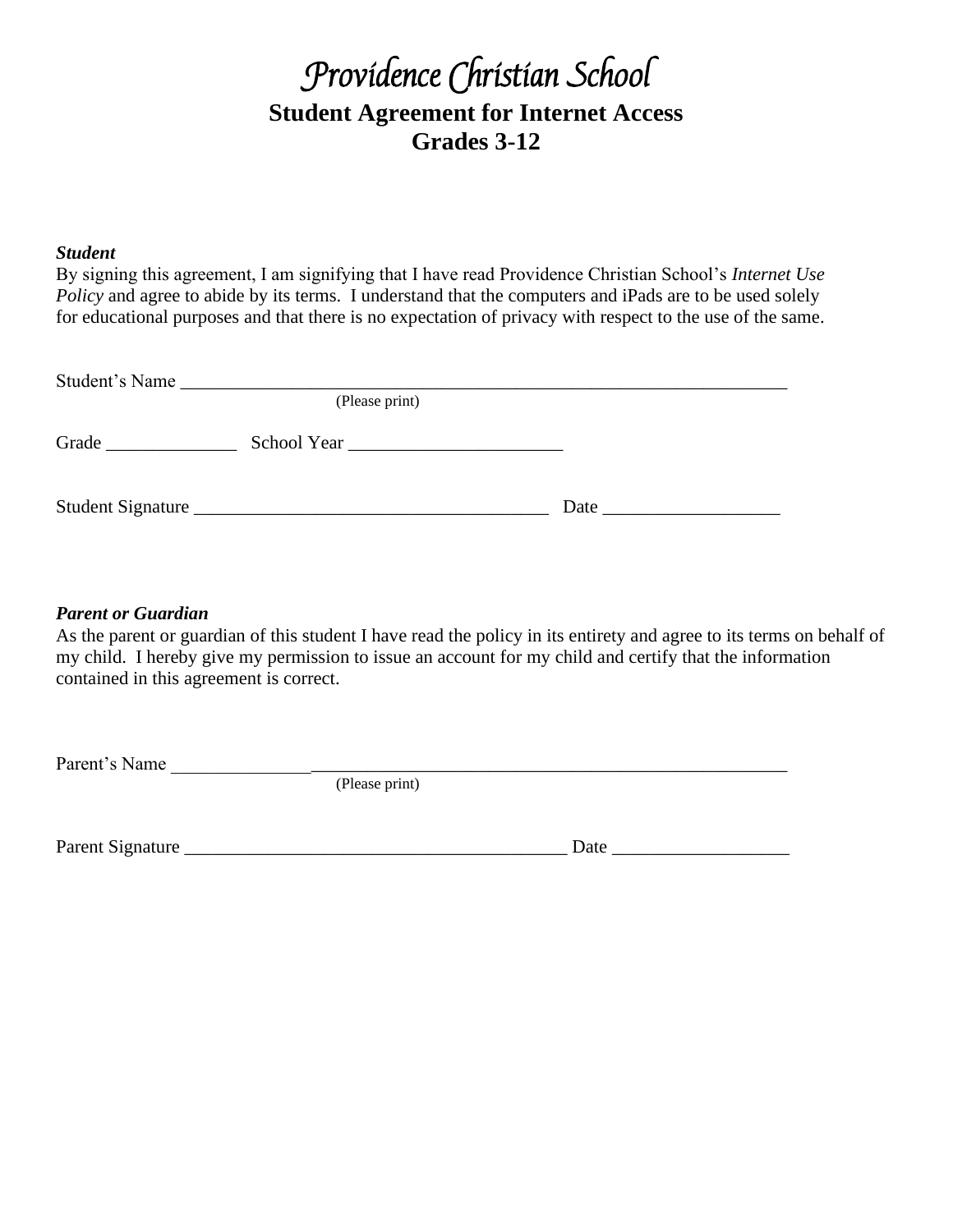# Providence Christian School

## Student Agreement for Internet Access
## Grades 3-12

***Student***

By signing this agreement, I am signifying that I have read Providence Christian School's *Internet Use Policy* and agree to abide by its terms. I understand that the computers and iPads are to be used solely for educational purposes and that there is no expectation of privacy with respect to the use of the same.

Student's Name ____________________________________________________________________
(Please print)

Grade ______________ School Year _______________________

Student Signature _______________________________________ Date ___________________

***Parent or Guardian***

As the parent or guardian of this student I have read the policy in its entirety and agree to its terms on behalf of my child. I hereby give my permission to issue an account for my child and certify that the information contained in this agreement is correct.

Parent's Name ______________________________________________________________________
(Please print)

Parent Signature __________________________________________ Date ___________________